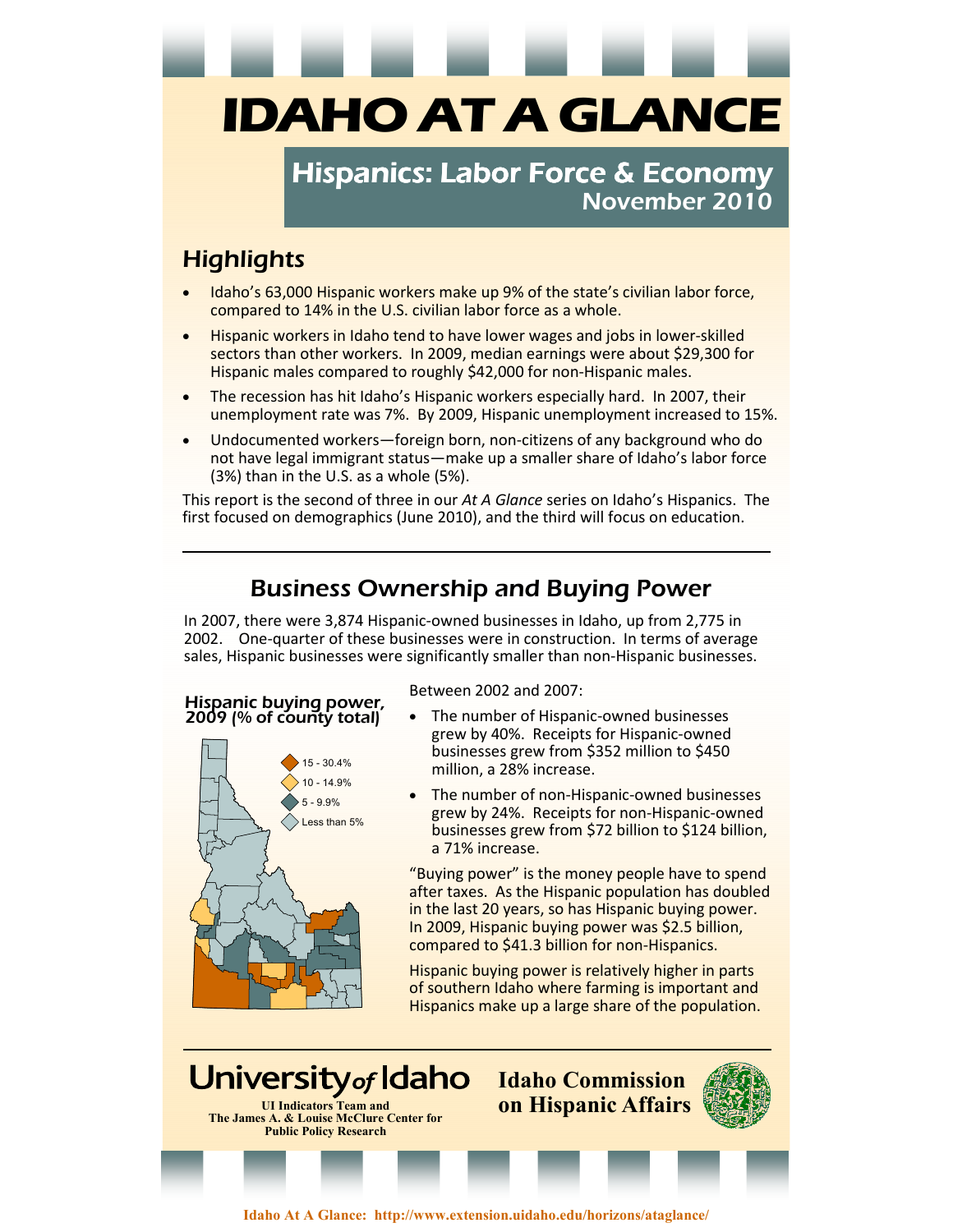# IDAHO AT A GLANCE

## Hispanics: Labor Force & Economy
November 2010

## Highlights

- Idaho's 63,000 Hispanic workers make up 9% of the state's civilian labor force, compared to 14% in the U.S. civilian labor force as a whole.
- Hispanic workers in Idaho tend to have lower wages and jobs in lower-skilled sectors than other workers. In 2009, median earnings were about $29,300 for Hispanic males compared to roughly $42,000 for non-Hispanic males.
- The recession has hit Idaho's Hispanic workers especially hard. In 2007, their unemployment rate was 7%. By 2009, Hispanic unemployment increased to 15%.
- Undocumented workers—foreign born, non-citizens of any background who do not have legal immigrant status—make up a smaller share of Idaho's labor force (3%) than in the U.S. as a whole (5%).

This report is the second of three in our *At A Glance* series on Idaho's Hispanics. The first focused on demographics (June 2010), and the third will focus on education.

## Business Ownership and Buying Power

In 2007, there were 3,874 Hispanic-owned businesses in Idaho, up from 2,775 in 2002. One-quarter of these businesses were in construction. In terms of average sales, Hispanic businesses were significantly smaller than non-Hispanic businesses.

**Hispanic buying power, 2009 (% of county total)**

- 15 - 30.4%
- 10 - 14.9%
- 5 - 9.9%
- Less than 5%

Between 2002 and 2007:

- The number of Hispanic-owned businesses grew by 40%. Receipts for Hispanic-owned businesses grew from $352 million to $450 million, a 28% increase.
- The number of non-Hispanic-owned businesses grew by 24%. Receipts for non-Hispanic-owned businesses grew from $72 billion to $124 billion, a 71% increase.

"Buying power" is the money people have to spend after taxes. As the Hispanic population has doubled in the last 20 years, so has Hispanic buying power. In 2009, Hispanic buying power was $2.5 billion, compared to $41.3 billion for non-Hispanics.

Hispanic buying power is relatively higher in parts of southern Idaho where farming is important and Hispanics make up a large share of the population.

University of Idaho
UI Indicators Team and
The James A. & Louise McClure Center for Public Policy Research

Idaho Commission on Hispanic Affairs

Idaho At A Glance: http://www.extension.uidaho.edu/horizons/ataglance/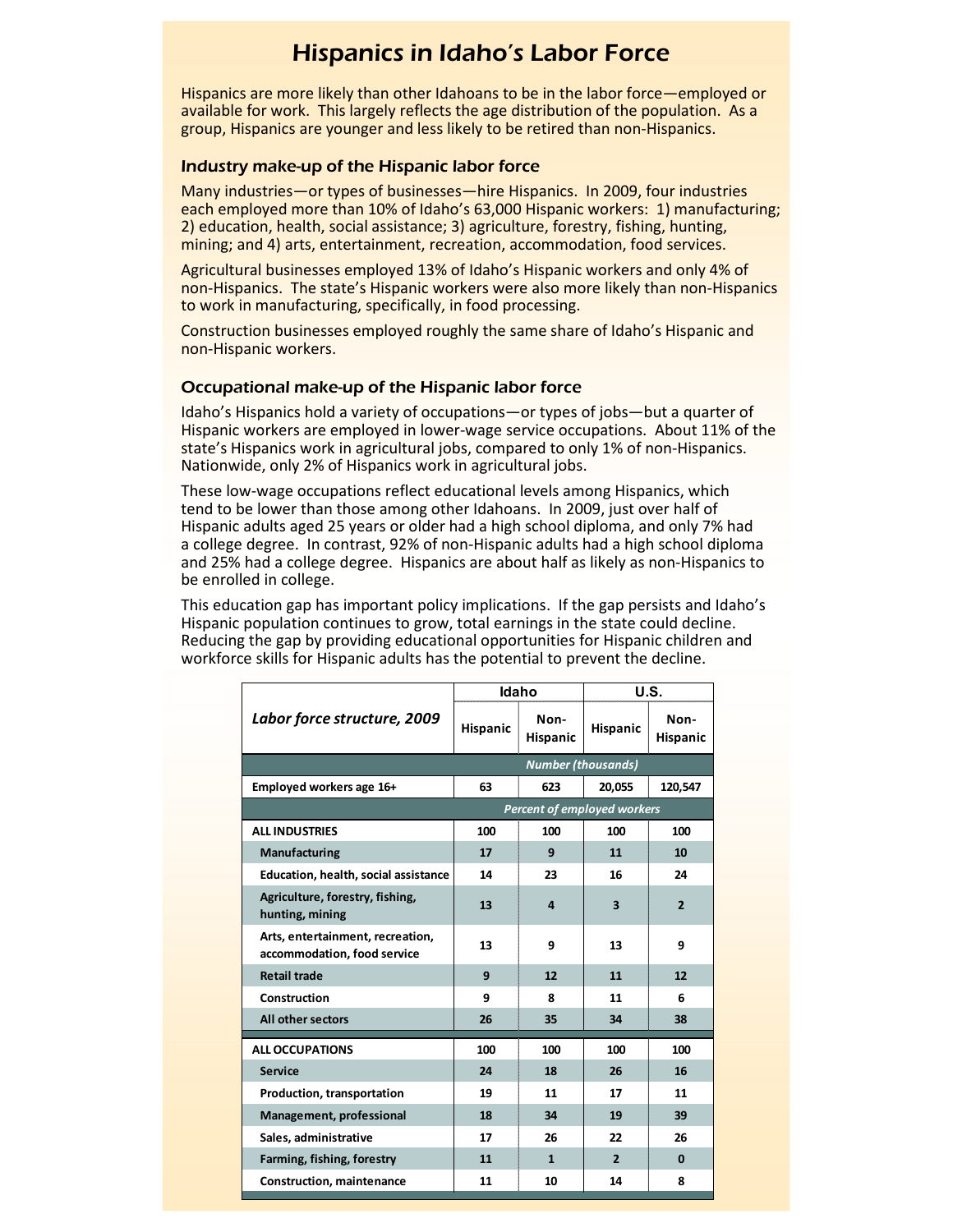# Hispanics in Idaho's Labor Force

Hispanics are more likely than other Idahoans to be in the labor force—employed or available for work. This largely reflects the age distribution of the population. As a group, Hispanics are younger and less likely to be retired than non-Hispanics.

## Industry make-up of the Hispanic labor force

Many industries—or types of businesses—hire Hispanics. In 2009, four industries each employed more than 10% of Idaho's 63,000 Hispanic workers: 1) manufacturing; 2) education, health, social assistance; 3) agriculture, forestry, fishing, hunting, mining; and 4) arts, entertainment, recreation, accommodation, food services.

Agricultural businesses employed 13% of Idaho's Hispanic workers and only 4% of non-Hispanics. The state's Hispanic workers were also more likely than non-Hispanics to work in manufacturing, specifically, in food processing.

Construction businesses employed roughly the same share of Idaho's Hispanic and non-Hispanic workers.

## Occupational make-up of the Hispanic labor force

Idaho's Hispanics hold a variety of occupations—or types of jobs—but a quarter of Hispanic workers are employed in lower-wage service occupations. About 11% of the state's Hispanics work in agricultural jobs, compared to only 1% of non-Hispanics. Nationwide, only 2% of Hispanics work in agricultural jobs.

These low-wage occupations reflect educational levels among Hispanics, which tend to be lower than those among other Idahoans. In 2009, just over half of Hispanic adults aged 25 years or older had a high school diploma, and only 7% had a college degree. In contrast, 92% of non-Hispanic adults had a high school diploma and 25% had a college degree. Hispanics are about half as likely as non-Hispanics to be enrolled in college.

This education gap has important policy implications. If the gap persists and Idaho's Hispanic population continues to grow, total earnings in the state could decline. Reducing the gap by providing educational opportunities for Hispanic children and workforce skills for Hispanic adults has the potential to prevent the decline.

| *Labor force structure, 2009* | Idaho | | U.S. | |
|---|---|---|---|---|
| | Hispanic | Non-Hispanic | Hispanic | Non-Hispanic |
| | *Number (thousands)* | | | |
| **Employed workers age 16+** | 63 | 623 | 20,055 | 120,547 |
| | *Percent of employed workers* | | | |
| **ALL INDUSTRIES** | 100 | 100 | 100 | 100 |
| Manufacturing | 17 | 9 | 11 | 10 |
| Education, health, social assistance | 14 | 23 | 16 | 24 |
| Agriculture, forestry, fishing, hunting, mining | 13 | 4 | 3 | 2 |
| Arts, entertainment, recreation, accommodation, food service | 13 | 9 | 13 | 9 |
| Retail trade | 9 | 12 | 11 | 12 |
| Construction | 9 | 8 | 11 | 6 |
| All other sectors | 26 | 35 | 34 | 38 |
| **ALL OCCUPATIONS** | 100 | 100 | 100 | 100 |
| Service | 24 | 18 | 26 | 16 |
| Production, transportation | 19 | 11 | 17 | 11 |
| Management, professional | 18 | 34 | 19 | 39 |
| Sales, administrative | 17 | 26 | 22 | 26 |
| Farming, fishing, forestry | 11 | 1 | 2 | 0 |
| Construction, maintenance | 11 | 10 | 14 | 8 |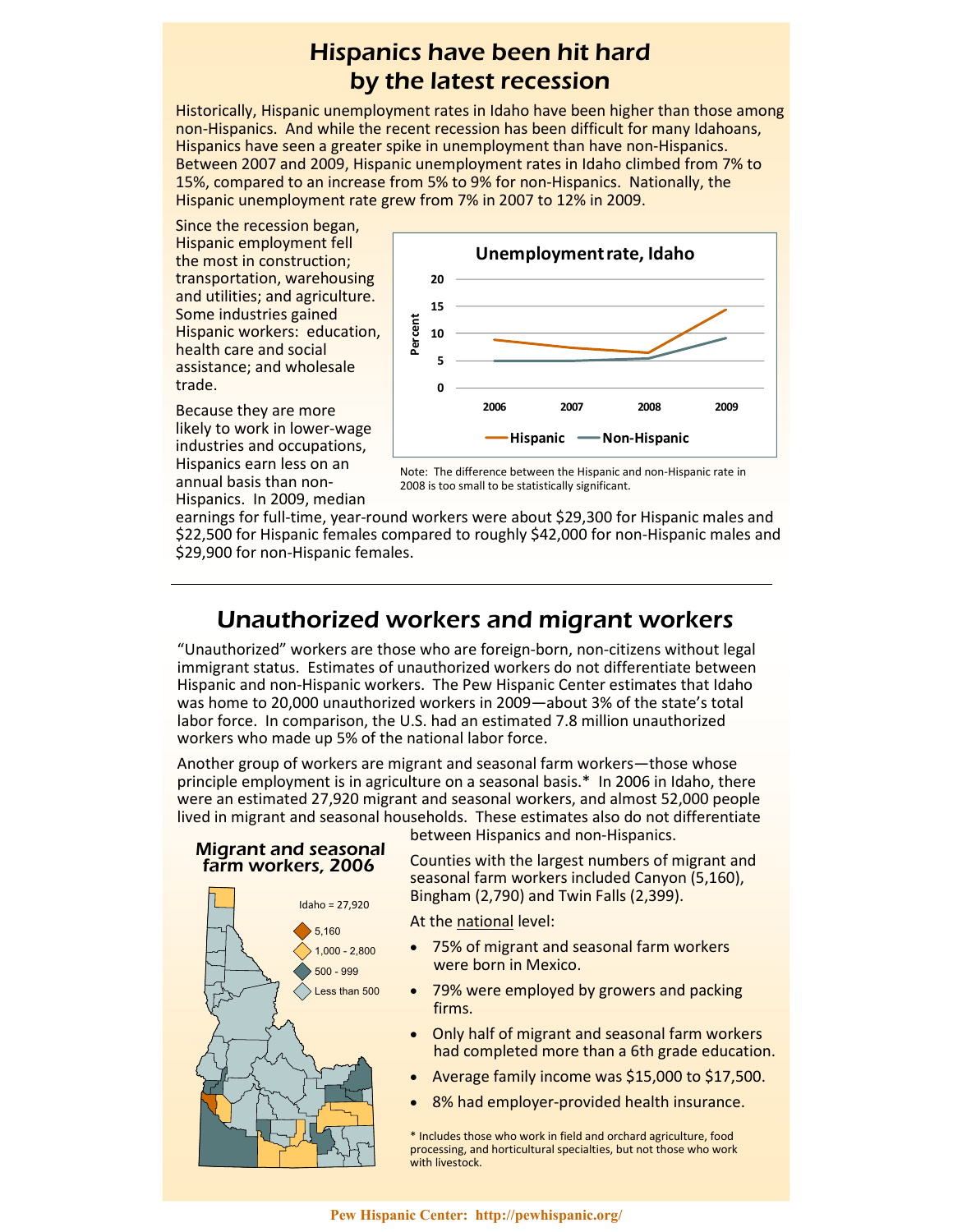## Hispanics have been hit hard by the latest recession

Historically, Hispanic unemployment rates in Idaho have been higher than those among non-Hispanics. And while the recent recession has been difficult for many Idahoans, Hispanics have seen a greater spike in unemployment than have non-Hispanics. Between 2007 and 2009, Hispanic unemployment rates in Idaho climbed from 7% to 15%, compared to an increase from 5% to 9% for non-Hispanics. Nationally, the Hispanic unemployment rate grew from 7% in 2007 to 12% in 2009.

Since the recession began, Hispanic employment fell the most in construction; transportation, warehousing and utilities; and agriculture. Some industries gained Hispanic workers: education, health care and social assistance; and wholesale trade.

**Unemployment rate, Idaho**

Note: The difference between the Hispanic and non-Hispanic rate in 2008 is too small to be statistically significant.

Because they are more likely to work in lower-wage industries and occupations, Hispanics earn less on an annual basis than non-Hispanics. In 2009, median earnings for full-time, year-round workers were about $29,300 for Hispanic males and $22,500 for Hispanic females compared to roughly $42,000 for non-Hispanic males and $29,900 for non-Hispanic females.

---

## Unauthorized workers and migrant workers

"Unauthorized" workers are those who are foreign-born, non-citizens without legal immigrant status. Estimates of unauthorized workers do not differentiate between Hispanic and non-Hispanic workers. The Pew Hispanic Center estimates that Idaho was home to 20,000 unauthorized workers in 2009—about 3% of the state's total labor force. In comparison, the U.S. had an estimated 7.8 million unauthorized workers who made up 5% of the national labor force.

Another group of workers are migrant and seasonal farm workers—those whose principle employment is in agriculture on a seasonal basis.* In 2006 in Idaho, there were an estimated 27,920 migrant and seasonal workers, and almost 52,000 people lived in migrant and seasonal households. These estimates also do not differentiate between Hispanics and non-Hispanics.

**Migrant and seasonal farm workers, 2006**

Idaho = 27,920
- 5,160
- 1,000 - 2,800
- 500 - 999
- Less than 500

Counties with the largest numbers of migrant and seasonal farm workers included Canyon (5,160), Bingham (2,790) and Twin Falls (2,399).

At the national level:

- 75% of migrant and seasonal farm workers were born in Mexico.
- 79% were employed by growers and packing firms.
- Only half of migrant and seasonal farm workers had completed more than a 6th grade education.
- Average family income was $15,000 to $17,500.
- 8% had employer-provided health insurance.

* Includes those who work in field and orchard agriculture, food processing, and horticultural specialties, but not those who work with livestock.

Pew Hispanic Center: http://pewhispanic.org/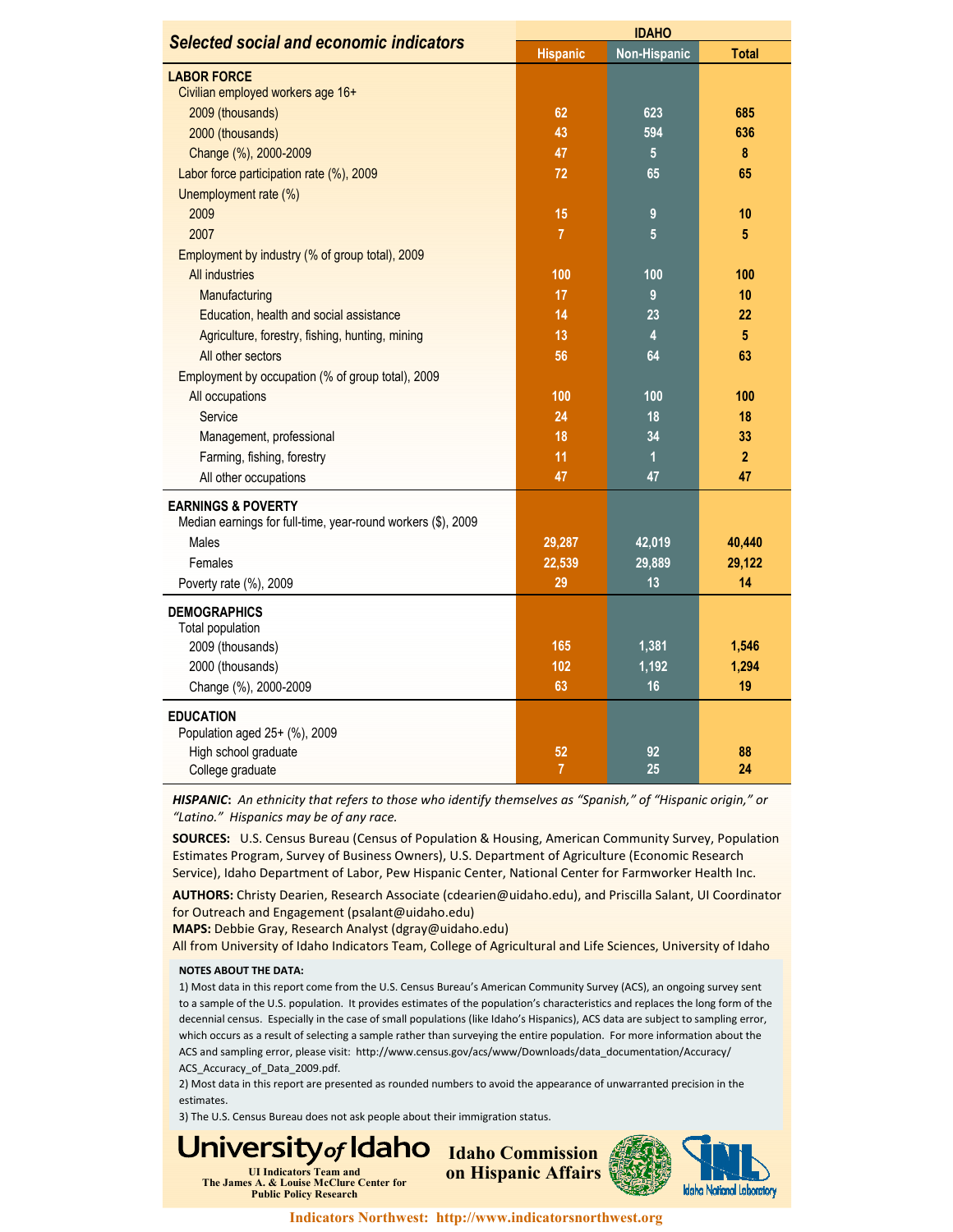| Selected social and economic indicators | IDAHO | | |
|---|---|---|---|
| | Hispanic | Non-Hispanic | Total |
| **LABOR FORCE** | | | |
| Civilian employed workers age 16+ | | | |
| 2009 (thousands) | 62 | 623 | 685 |
| 2000 (thousands) | 43 | 594 | 636 |
| Change (%), 2000-2009 | 47 | 5 | 8 |
| Labor force participation rate (%), 2009 | 72 | 65 | 65 |
| Unemployment rate (%) | | | |
| 2009 | 15 | 9 | 10 |
| 2007 | 7 | 5 | 5 |
| Employment by industry (% of group total), 2009 | | | |
| All industries | 100 | 100 | 100 |
| Manufacturing | 17 | 9 | 10 |
| Education, health and social assistance | 14 | 23 | 22 |
| Agriculture, forestry, fishing, hunting, mining | 13 | 4 | 5 |
| All other sectors | 56 | 64 | 63 |
| Employment by occupation (% of group total), 2009 | | | |
| All occupations | 100 | 100 | 100 |
| Service | 24 | 18 | 18 |
| Management, professional | 18 | 34 | 33 |
| Farming, fishing, forestry | 11 | 1 | 2 |
| All other occupations | 47 | 47 | 47 |
| **EARNINGS & POVERTY** | | | |
| Median earnings for full-time, year-round workers ($), 2009 | | | |
| Males | 29,287 | 42,019 | 40,440 |
| Females | 22,539 | 29,889 | 29,122 |
| Poverty rate (%), 2009 | 29 | 13 | 14 |
| **DEMOGRAPHICS** | | | |
| Total population | | | |
| 2009 (thousands) | 165 | 1,381 | 1,546 |
| 2000 (thousands) | 102 | 1,192 | 1,294 |
| Change (%), 2000-2009 | 63 | 16 | 19 |
| **EDUCATION** | | | |
| Population aged 25+ (%), 2009 | | | |
| High school graduate | 52 | 92 | 88 |
| College graduate | 7 | 25 | 24 |

***HISPANIC**: An ethnicity that refers to those who identify themselves as "Spanish," of "Hispanic origin," or "Latino." Hispanics may be of any race.*

**SOURCES:** U.S. Census Bureau (Census of Population & Housing, American Community Survey, Population Estimates Program, Survey of Business Owners), U.S. Department of Agriculture (Economic Research Service), Idaho Department of Labor, Pew Hispanic Center, National Center for Farmworker Health Inc.

**AUTHORS:** Christy Dearien, Research Associate (cdearien@uidaho.edu), and Priscilla Salant, UI Coordinator for Outreach and Engagement (psalant@uidaho.edu)

**MAPS:** Debbie Gray, Research Analyst (dgray@uidaho.edu)

All from University of Idaho Indicators Team, College of Agricultural and Life Sciences, University of Idaho

**NOTES ABOUT THE DATA:**

1) Most data in this report come from the U.S. Census Bureau's American Community Survey (ACS), an ongoing survey sent to a sample of the U.S. population. It provides estimates of the population's characteristics and replaces the long form of the decennial census. Especially in the case of small populations (like Idaho's Hispanics), ACS data are subject to sampling error, which occurs as a result of selecting a sample rather than surveying the entire population. For more information about the ACS and sampling error, please visit: http://www.census.gov/acs/www/Downloads/data_documentation/Accuracy/ACS_Accuracy_of_Data_2009.pdf.

2) Most data in this report are presented as rounded numbers to avoid the appearance of unwarranted precision in the estimates.

3) The U.S. Census Bureau does not ask people about their immigration status.

University of Idaho
UI Indicators Team and The James A. & Louise McClure Center for Public Policy Research

Idaho Commission on Hispanic Affairs

Idaho National Laboratory

Indicators Northwest: http://www.indicatorsnorthwest.org